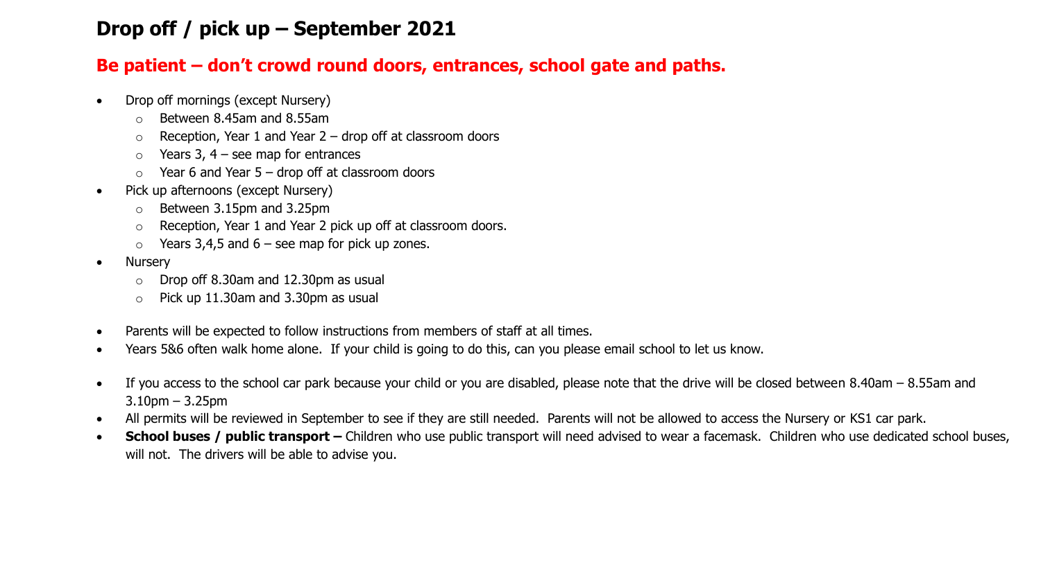# Drop off / pick up – September 2021

## Be patient – don't crowd round doors, entrances, school gate and paths.

- Drop off mornings (except Nursery)
  - Between 8.45am and 8.55am
  - Reception, Year 1 and Year 2 – drop off at classroom doors
  - Years 3, 4 – see map for entrances
  - Year 6 and Year 5 – drop off at classroom doors
- Pick up afternoons (except Nursery)
  - Between 3.15pm and 3.25pm
  - Reception, Year 1 and Year 2 pick up off at classroom doors.
  - Years 3,4,5 and 6 – see map for pick up zones.
- Nursery
  - Drop off 8.30am and 12.30pm as usual
  - Pick up 11.30am and 3.30pm as usual

- Parents will be expected to follow instructions from members of staff at all times.
- Years 5&6 often walk home alone. If your child is going to do this, can you please email school to let us know.

- If you access to the school car park because your child or you are disabled, please note that the drive will be closed between 8.40am – 8.55am and 3.10pm – 3.25pm
- All permits will be reviewed in September to see if they are still needed. Parents will not be allowed to access the Nursery or KS1 car park.
- **School buses / public transport –** Children who use public transport will need advised to wear a facemask. Children who use dedicated school buses, will not. The drivers will be able to advise you.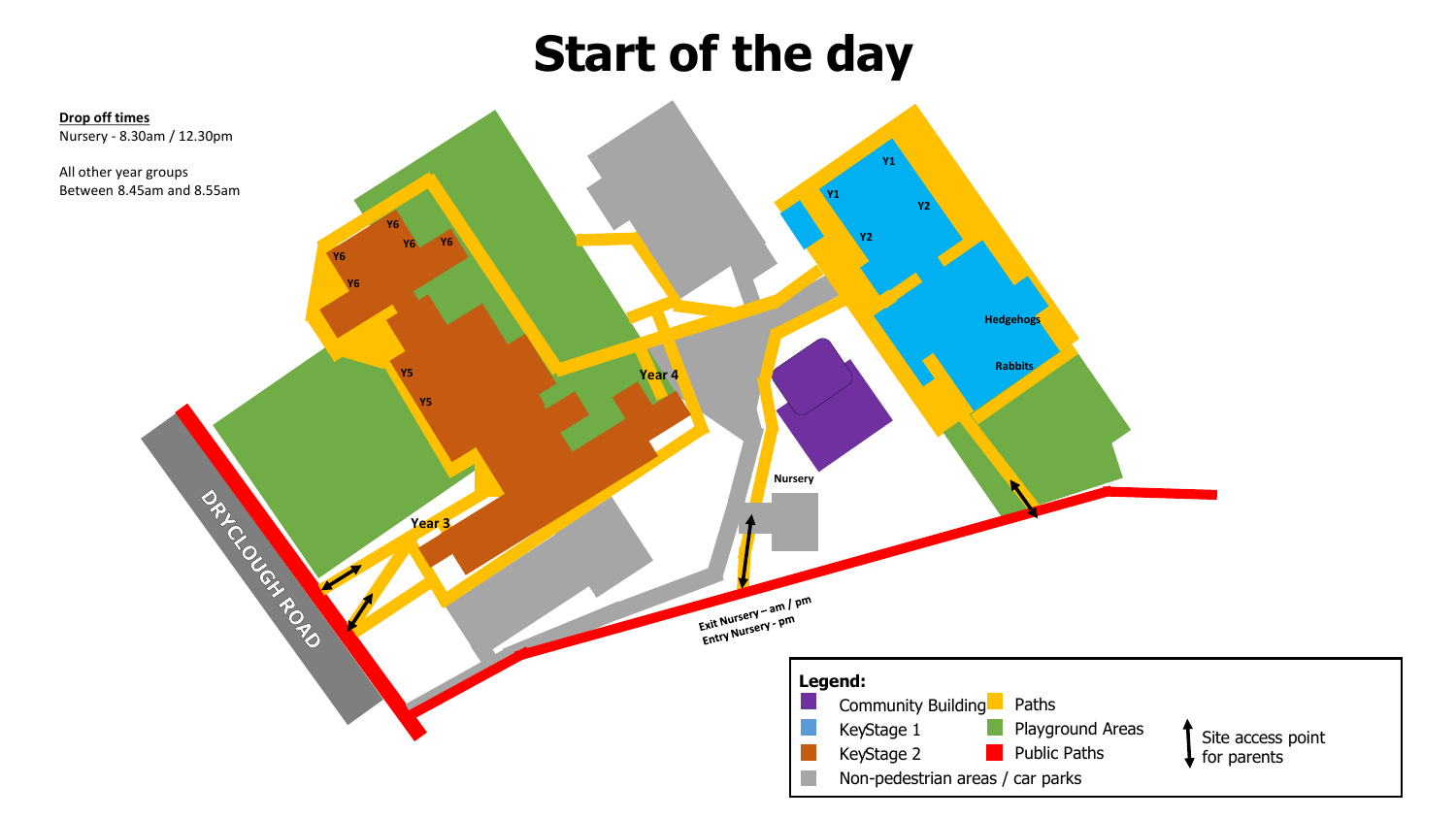# Start of the day

**Drop off times**

Nursery - 8.30am / 12.30pm

All other year groups
Between 8.45am and 8.55am

Y6 Y6 Y6 Y6 Y6

Y5 Y5

Year 4

Year 3

Y1 Y1 Y2 Y2

Hedgehogs

Rabbits

Nursery

DRYCLOUGH ROAD

Exit Nursery – am / pm
Entry Nursery - pm

**Legend:**

- Community Building
- KeyStage 1
- KeyStage 2
- Non-pedestrian areas / car parks
- Paths
- Playground Areas
- Public Paths
- Site access point for parents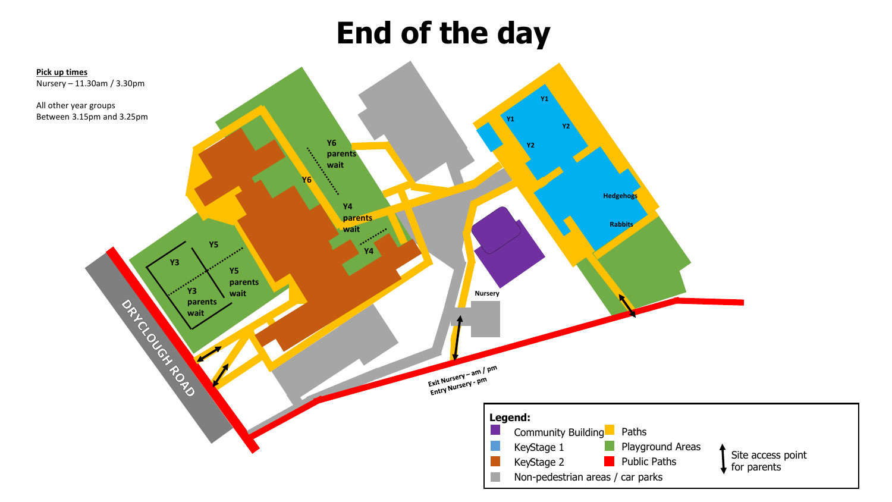# End of the day

**Pick up times**

Nursery – 11.30am / 3.30pm

All other year groups
Between 3.15pm and 3.25pm

Y6 parents wait

Y6

Y4 parents wait

Y4

Y5

Y3

Y5 parents wait

Y3 parents wait

DRYCLOUGH ROAD

Y1

Y1

Y2

Y2

Hedgehogs

Rabbits

Nursery

Exit Nursery – am / pm
Entry Nursery - pm

**Legend:**

- Community Building
- KeyStage 1
- KeyStage 2
- Non-pedestrian areas / car parks
- Paths
- Playground Areas
- Public Paths
- Site access point for parents